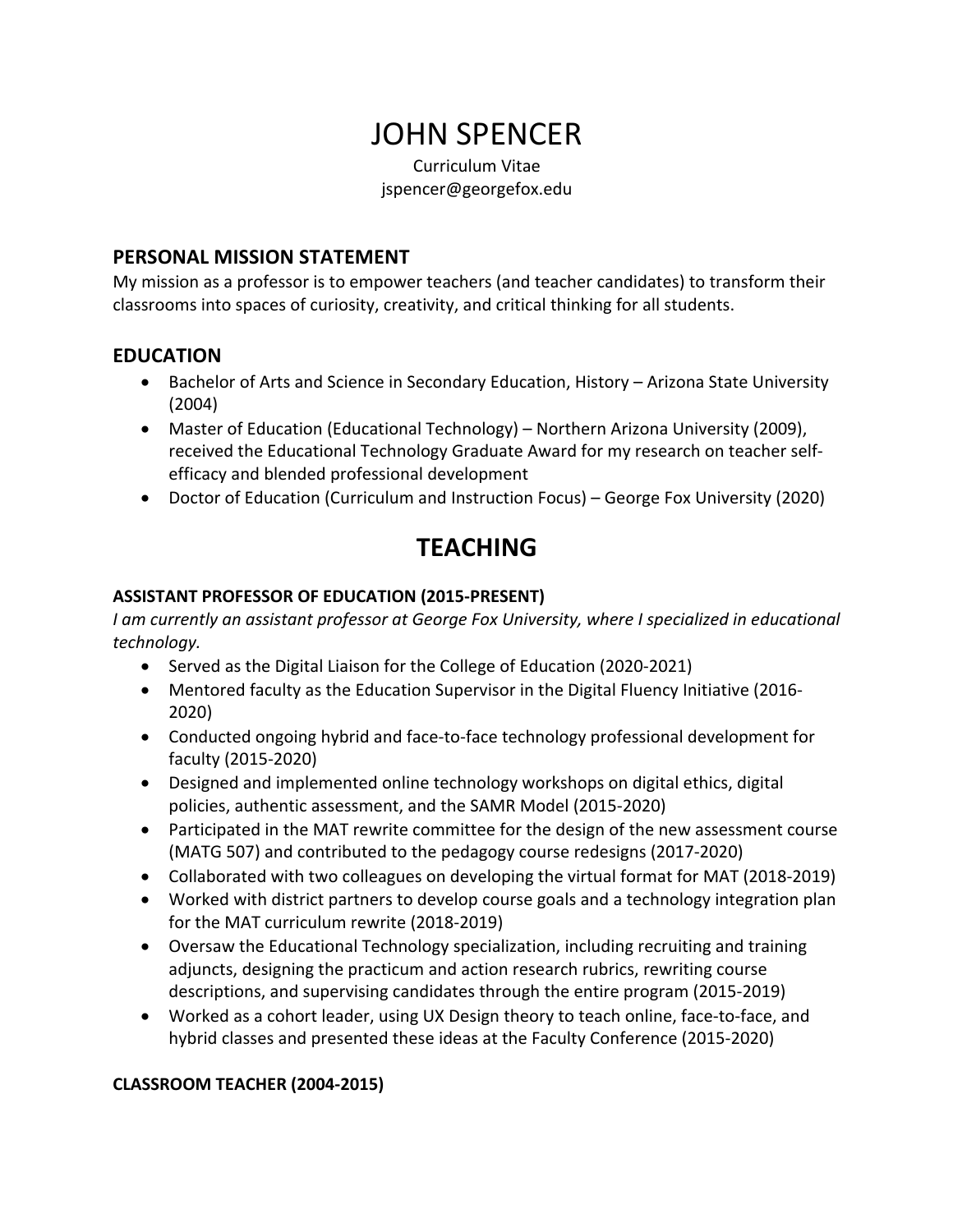# JOHN SPENCER

Curriculum Vitae
jspencer@georgefox.edu

## PERSONAL MISSION STATEMENT

My mission as a professor is to empower teachers (and teacher candidates) to transform their classrooms into spaces of curiosity, creativity, and critical thinking for all students.

## EDUCATION

- Bachelor of Arts and Science in Secondary Education, History – Arizona State University (2004)
- Master of Education (Educational Technology) – Northern Arizona University (2009), received the Educational Technology Graduate Award for my research on teacher self-efficacy and blended professional development
- Doctor of Education (Curriculum and Instruction Focus) – George Fox University (2020)

# TEACHING

### ASSISTANT PROFESSOR OF EDUCATION (2015-PRESENT)

*I am currently an assistant professor at George Fox University, where I specialized in educational technology.*

- Served as the Digital Liaison for the College of Education (2020-2021)
- Mentored faculty as the Education Supervisor in the Digital Fluency Initiative (2016-2020)
- Conducted ongoing hybrid and face-to-face technology professional development for faculty (2015-2020)
- Designed and implemented online technology workshops on digital ethics, digital policies, authentic assessment, and the SAMR Model (2015-2020)
- Participated in the MAT rewrite committee for the design of the new assessment course (MATG 507) and contributed to the pedagogy course redesigns (2017-2020)
- Collaborated with two colleagues on developing the virtual format for MAT (2018-2019)
- Worked with district partners to develop course goals and a technology integration plan for the MAT curriculum rewrite (2018-2019)
- Oversaw the Educational Technology specialization, including recruiting and training adjuncts, designing the practicum and action research rubrics, rewriting course descriptions, and supervising candidates through the entire program (2015-2019)
- Worked as a cohort leader, using UX Design theory to teach online, face-to-face, and hybrid classes and presented these ideas at the Faculty Conference (2015-2020)

### CLASSROOM TEACHER (2004-2015)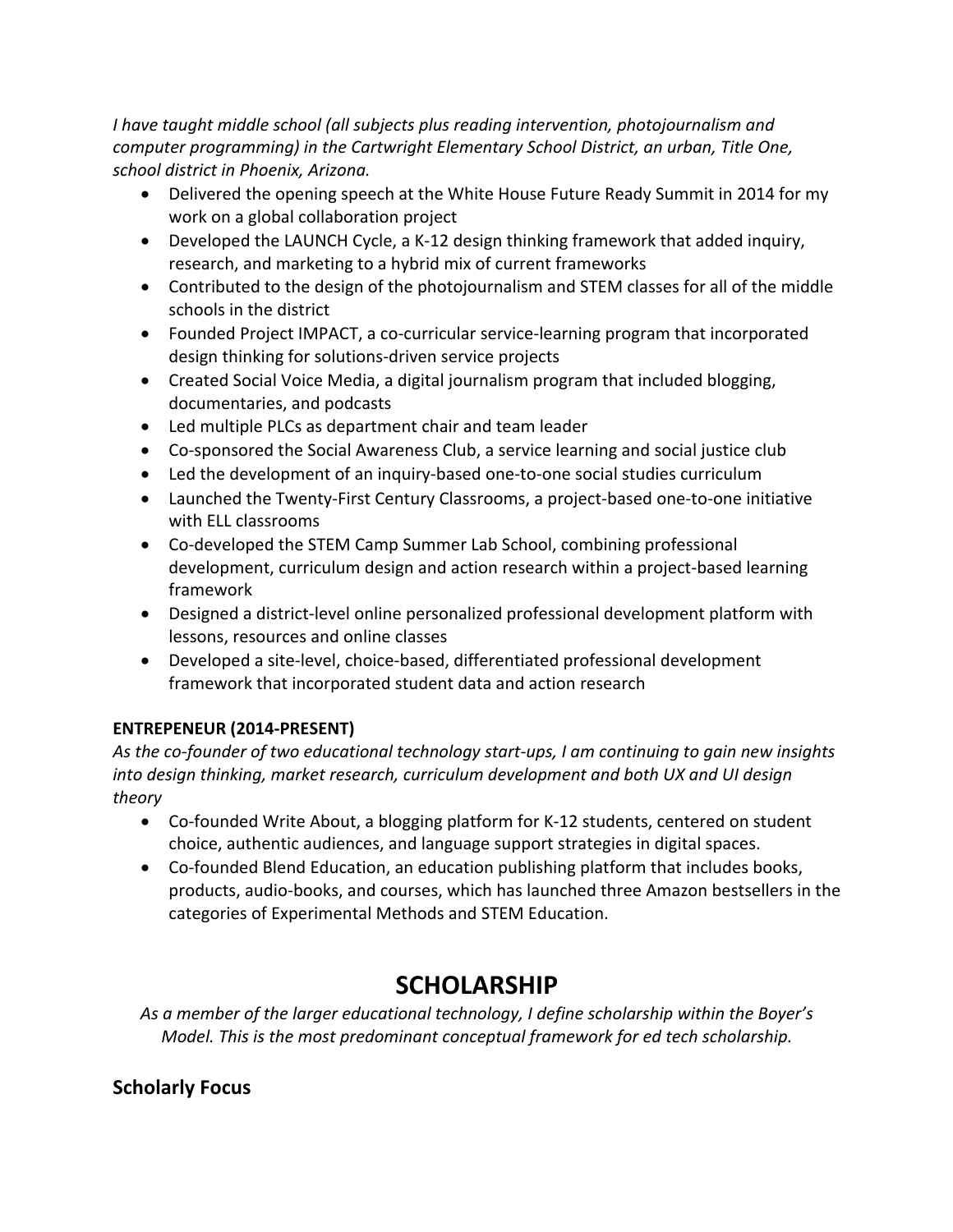*I have taught middle school (all subjects plus reading intervention, photojournalism and computer programming) in the Cartwright Elementary School District, an urban, Title One, school district in Phoenix, Arizona.*

- Delivered the opening speech at the White House Future Ready Summit in 2014 for my work on a global collaboration project
- Developed the LAUNCH Cycle, a K-12 design thinking framework that added inquiry, research, and marketing to a hybrid mix of current frameworks
- Contributed to the design of the photojournalism and STEM classes for all of the middle schools in the district
- Founded Project IMPACT, a co-curricular service-learning program that incorporated design thinking for solutions-driven service projects
- Created Social Voice Media, a digital journalism program that included blogging, documentaries, and podcasts
- Led multiple PLCs as department chair and team leader
- Co-sponsored the Social Awareness Club, a service learning and social justice club
- Led the development of an inquiry-based one-to-one social studies curriculum
- Launched the Twenty-First Century Classrooms, a project-based one-to-one initiative with ELL classrooms
- Co-developed the STEM Camp Summer Lab School, combining professional development, curriculum design and action research within a project-based learning framework
- Designed a district-level online personalized professional development platform with lessons, resources and online classes
- Developed a site-level, choice-based, differentiated professional development framework that incorporated student data and action research

**ENTREPENEUR (2014-PRESENT)**

*As the co-founder of two educational technology start-ups, I am continuing to gain new insights into design thinking, market research, curriculum development and both UX and UI design theory*

- Co-founded Write About, a blogging platform for K-12 students, centered on student choice, authentic audiences, and language support strategies in digital spaces.
- Co-founded Blend Education, an education publishing platform that includes books, products, audio-books, and courses, which has launched three Amazon bestsellers in the categories of Experimental Methods and STEM Education.

# SCHOLARSHIP

*As a member of the larger educational technology, I define scholarship within the Boyer's Model. This is the most predominant conceptual framework for ed tech scholarship.*

## Scholarly Focus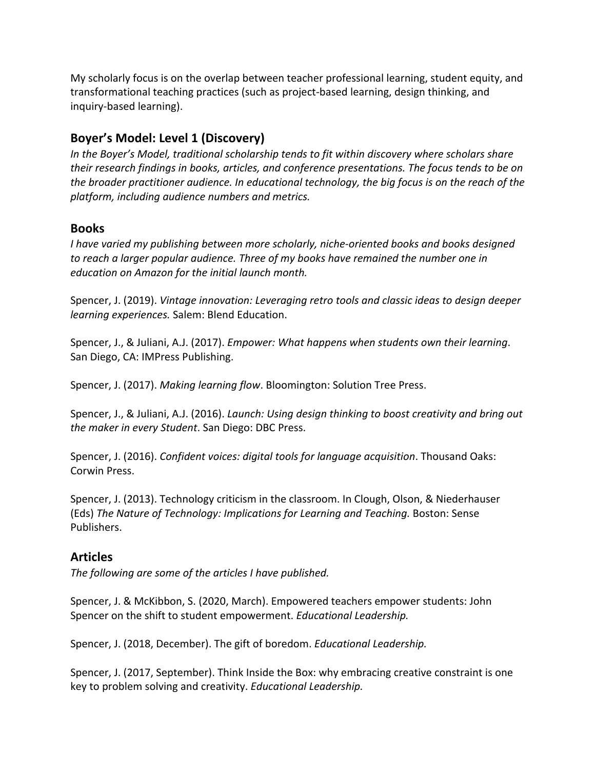My scholarly focus is on the overlap between teacher professional learning, student equity, and transformational teaching practices (such as project-based learning, design thinking, and inquiry-based learning).

## Boyer's Model: Level 1 (Discovery)

*In the Boyer's Model, traditional scholarship tends to fit within discovery where scholars share their research findings in books, articles, and conference presentations. The focus tends to be on the broader practitioner audience. In educational technology, the big focus is on the reach of the platform, including audience numbers and metrics.*

## Books

*I have varied my publishing between more scholarly, niche-oriented books and books designed to reach a larger popular audience. Three of my books have remained the number one in education on Amazon for the initial launch month.*

Spencer, J. (2019). *Vintage innovation: Leveraging retro tools and classic ideas to design deeper learning experiences.* Salem: Blend Education.

Spencer, J., & Juliani, A.J. (2017). *Empower: What happens when students own their learning*. San Diego, CA: IMPress Publishing.

Spencer, J. (2017). *Making learning flow*. Bloomington: Solution Tree Press.

Spencer, J., & Juliani, A.J. (2016). *Launch: Using design thinking to boost creativity and bring out the maker in every Student*. San Diego: DBC Press.

Spencer, J. (2016). *Confident voices: digital tools for language acquisition*. Thousand Oaks: Corwin Press.

Spencer, J. (2013). Technology criticism in the classroom. In Clough, Olson, & Niederhauser (Eds) *The Nature of Technology: Implications for Learning and Teaching.* Boston: Sense Publishers.

## Articles

*The following are some of the articles I have published.*

Spencer, J. & McKibbon, S. (2020, March). Empowered teachers empower students: John Spencer on the shift to student empowerment. *Educational Leadership.*

Spencer, J. (2018, December). The gift of boredom. *Educational Leadership.*

Spencer, J. (2017, September). Think Inside the Box: why embracing creative constraint is one key to problem solving and creativity. *Educational Leadership.*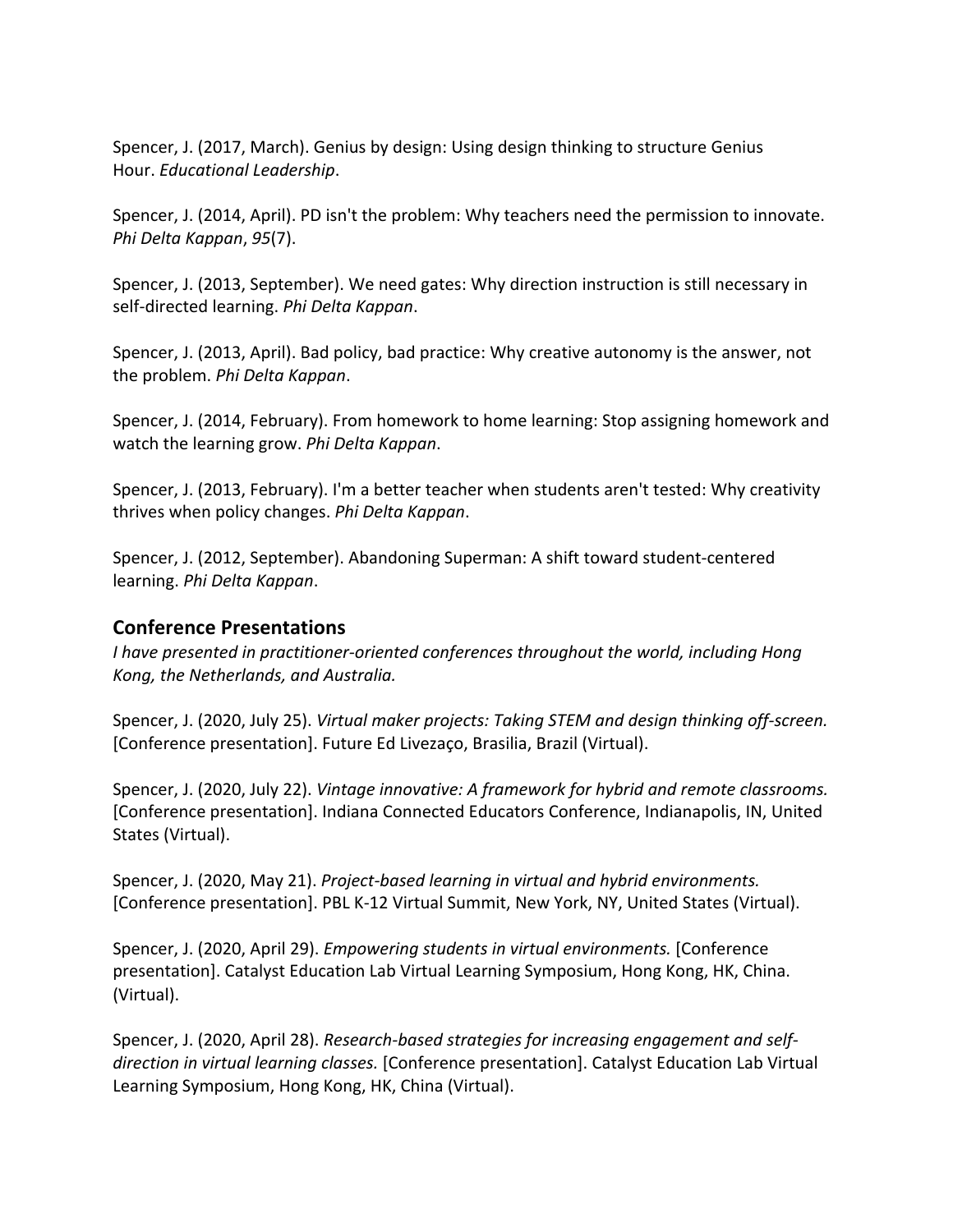Spencer, J. (2017, March). Genius by design: Using design thinking to structure Genius Hour. *Educational Leadership*.

Spencer, J. (2014, April). PD isn't the problem: Why teachers need the permission to innovate. *Phi Delta Kappan*, *95*(7).

Spencer, J. (2013, September). We need gates: Why direction instruction is still necessary in self-directed learning. *Phi Delta Kappan*.

Spencer, J. (2013, April). Bad policy, bad practice: Why creative autonomy is the answer, not the problem. *Phi Delta Kappan*.

Spencer, J. (2014, February). From homework to home learning: Stop assigning homework and watch the learning grow. *Phi Delta Kappan*.

Spencer, J. (2013, February). I'm a better teacher when students aren't tested: Why creativity thrives when policy changes. *Phi Delta Kappan*.

Spencer, J. (2012, September). Abandoning Superman: A shift toward student-centered learning. *Phi Delta Kappan*.

## Conference Presentations

*I have presented in practitioner-oriented conferences throughout the world, including Hong Kong, the Netherlands, and Australia.*

Spencer, J. (2020, July 25). *Virtual maker projects: Taking STEM and design thinking off-screen.* [Conference presentation]. Future Ed Livezaço, Brasilia, Brazil (Virtual).

Spencer, J. (2020, July 22). *Vintage innovative: A framework for hybrid and remote classrooms.* [Conference presentation]. Indiana Connected Educators Conference, Indianapolis, IN, United States (Virtual).

Spencer, J. (2020, May 21). *Project-based learning in virtual and hybrid environments.* [Conference presentation]. PBL K-12 Virtual Summit, New York, NY, United States (Virtual).

Spencer, J. (2020, April 29). *Empowering students in virtual environments.* [Conference presentation]. Catalyst Education Lab Virtual Learning Symposium, Hong Kong, HK, China. (Virtual).

Spencer, J. (2020, April 28). *Research-based strategies for increasing engagement and self-direction in virtual learning classes.* [Conference presentation]. Catalyst Education Lab Virtual Learning Symposium, Hong Kong, HK, China (Virtual).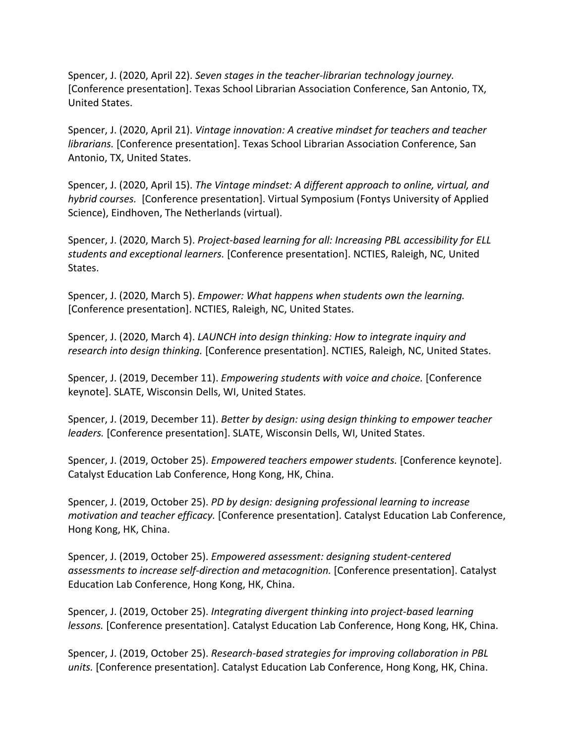Spencer, J. (2020, April 22). *Seven stages in the teacher-librarian technology journey.* [Conference presentation]. Texas School Librarian Association Conference, San Antonio, TX, United States.

Spencer, J. (2020, April 21). *Vintage innovation: A creative mindset for teachers and teacher librarians.* [Conference presentation]. Texas School Librarian Association Conference, San Antonio, TX, United States.

Spencer, J. (2020, April 15). *The Vintage mindset: A different approach to online, virtual, and hybrid courses.* [Conference presentation]. Virtual Symposium (Fontys University of Applied Science), Eindhoven, The Netherlands (virtual).

Spencer, J. (2020, March 5). *Project-based learning for all: Increasing PBL accessibility for ELL students and exceptional learners.* [Conference presentation]. NCTIES, Raleigh, NC, United States.

Spencer, J. (2020, March 5). *Empower: What happens when students own the learning.* [Conference presentation]. NCTIES, Raleigh, NC, United States.

Spencer, J. (2020, March 4). *LAUNCH into design thinking: How to integrate inquiry and research into design thinking.* [Conference presentation]. NCTIES, Raleigh, NC, United States.

Spencer, J. (2019, December 11). *Empowering students with voice and choice.* [Conference keynote]. SLATE, Wisconsin Dells, WI, United States.

Spencer, J. (2019, December 11). *Better by design: using design thinking to empower teacher leaders.* [Conference presentation]. SLATE, Wisconsin Dells, WI, United States.

Spencer, J. (2019, October 25). *Empowered teachers empower students.* [Conference keynote]. Catalyst Education Lab Conference, Hong Kong, HK, China.

Spencer, J. (2019, October 25). *PD by design: designing professional learning to increase motivation and teacher efficacy.* [Conference presentation]. Catalyst Education Lab Conference, Hong Kong, HK, China.

Spencer, J. (2019, October 25). *Empowered assessment: designing student-centered assessments to increase self-direction and metacognition.* [Conference presentation]. Catalyst Education Lab Conference, Hong Kong, HK, China.

Spencer, J. (2019, October 25). *Integrating divergent thinking into project-based learning lessons.* [Conference presentation]. Catalyst Education Lab Conference, Hong Kong, HK, China.

Spencer, J. (2019, October 25). *Research-based strategies for improving collaboration in PBL units.* [Conference presentation]. Catalyst Education Lab Conference, Hong Kong, HK, China.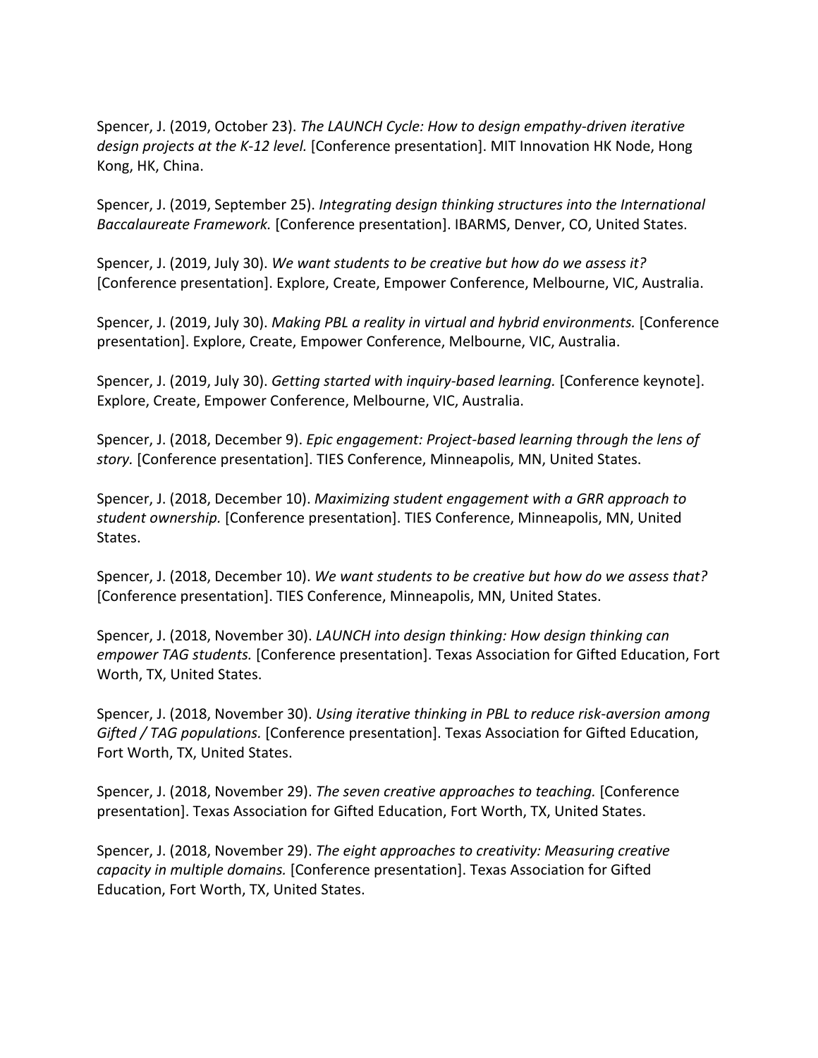Spencer, J. (2019, October 23). *The LAUNCH Cycle: How to design empathy-driven iterative design projects at the K-12 level.* [Conference presentation]. MIT Innovation HK Node, Hong Kong, HK, China.

Spencer, J. (2019, September 25). *Integrating design thinking structures into the International Baccalaureate Framework.* [Conference presentation]. IBARMS, Denver, CO, United States.

Spencer, J. (2019, July 30). *We want students to be creative but how do we assess it?* [Conference presentation]. Explore, Create, Empower Conference, Melbourne, VIC, Australia.

Spencer, J. (2019, July 30). *Making PBL a reality in virtual and hybrid environments.* [Conference presentation]. Explore, Create, Empower Conference, Melbourne, VIC, Australia.

Spencer, J. (2019, July 30). *Getting started with inquiry-based learning.* [Conference keynote]. Explore, Create, Empower Conference, Melbourne, VIC, Australia.

Spencer, J. (2018, December 9). *Epic engagement: Project-based learning through the lens of story.* [Conference presentation]. TIES Conference, Minneapolis, MN, United States.

Spencer, J. (2018, December 10). *Maximizing student engagement with a GRR approach to student ownership.* [Conference presentation]. TIES Conference, Minneapolis, MN, United States.

Spencer, J. (2018, December 10). *We want students to be creative but how do we assess that?* [Conference presentation]. TIES Conference, Minneapolis, MN, United States.

Spencer, J. (2018, November 30). *LAUNCH into design thinking: How design thinking can empower TAG students.* [Conference presentation]. Texas Association for Gifted Education, Fort Worth, TX, United States.

Spencer, J. (2018, November 30). *Using iterative thinking in PBL to reduce risk-aversion among Gifted / TAG populations.* [Conference presentation]. Texas Association for Gifted Education, Fort Worth, TX, United States.

Spencer, J. (2018, November 29). *The seven creative approaches to teaching.* [Conference presentation]. Texas Association for Gifted Education, Fort Worth, TX, United States.

Spencer, J. (2018, November 29). *The eight approaches to creativity: Measuring creative capacity in multiple domains.* [Conference presentation]. Texas Association for Gifted Education, Fort Worth, TX, United States.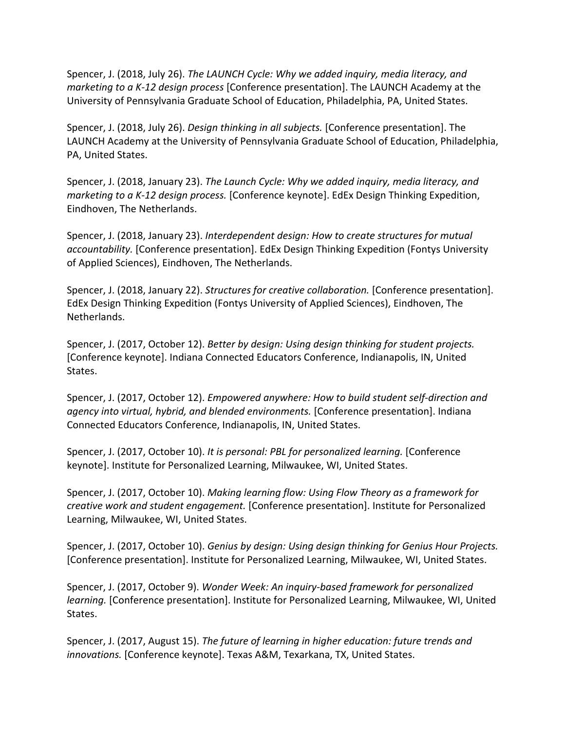Spencer, J. (2018, July 26). *The LAUNCH Cycle: Why we added inquiry, media literacy, and marketing to a K-12 design process* [Conference presentation]. The LAUNCH Academy at the University of Pennsylvania Graduate School of Education, Philadelphia, PA, United States.

Spencer, J. (2018, July 26). *Design thinking in all subjects.* [Conference presentation]. The LAUNCH Academy at the University of Pennsylvania Graduate School of Education, Philadelphia, PA, United States.

Spencer, J. (2018, January 23). *The Launch Cycle: Why we added inquiry, media literacy, and marketing to a K-12 design process.* [Conference keynote]. EdEx Design Thinking Expedition, Eindhoven, The Netherlands.

Spencer, J. (2018, January 23). *Interdependent design: How to create structures for mutual accountability.* [Conference presentation]. EdEx Design Thinking Expedition (Fontys University of Applied Sciences), Eindhoven, The Netherlands.

Spencer, J. (2018, January 22). *Structures for creative collaboration.* [Conference presentation]. EdEx Design Thinking Expedition (Fontys University of Applied Sciences), Eindhoven, The Netherlands.

Spencer, J. (2017, October 12). *Better by design: Using design thinking for student projects.* [Conference keynote]. Indiana Connected Educators Conference, Indianapolis, IN, United States.

Spencer, J. (2017, October 12). *Empowered anywhere: How to build student self-direction and agency into virtual, hybrid, and blended environments.* [Conference presentation]. Indiana Connected Educators Conference, Indianapolis, IN, United States.

Spencer, J. (2017, October 10). *It is personal: PBL for personalized learning.* [Conference keynote]. Institute for Personalized Learning, Milwaukee, WI, United States.

Spencer, J. (2017, October 10). *Making learning flow: Using Flow Theory as a framework for creative work and student engagement.* [Conference presentation]. Institute for Personalized Learning, Milwaukee, WI, United States.

Spencer, J. (2017, October 10). *Genius by design: Using design thinking for Genius Hour Projects.* [Conference presentation]. Institute for Personalized Learning, Milwaukee, WI, United States.

Spencer, J. (2017, October 9). *Wonder Week: An inquiry-based framework for personalized learning.* [Conference presentation]. Institute for Personalized Learning, Milwaukee, WI, United States.

Spencer, J. (2017, August 15). *The future of learning in higher education: future trends and innovations.* [Conference keynote]. Texas A&M, Texarkana, TX, United States.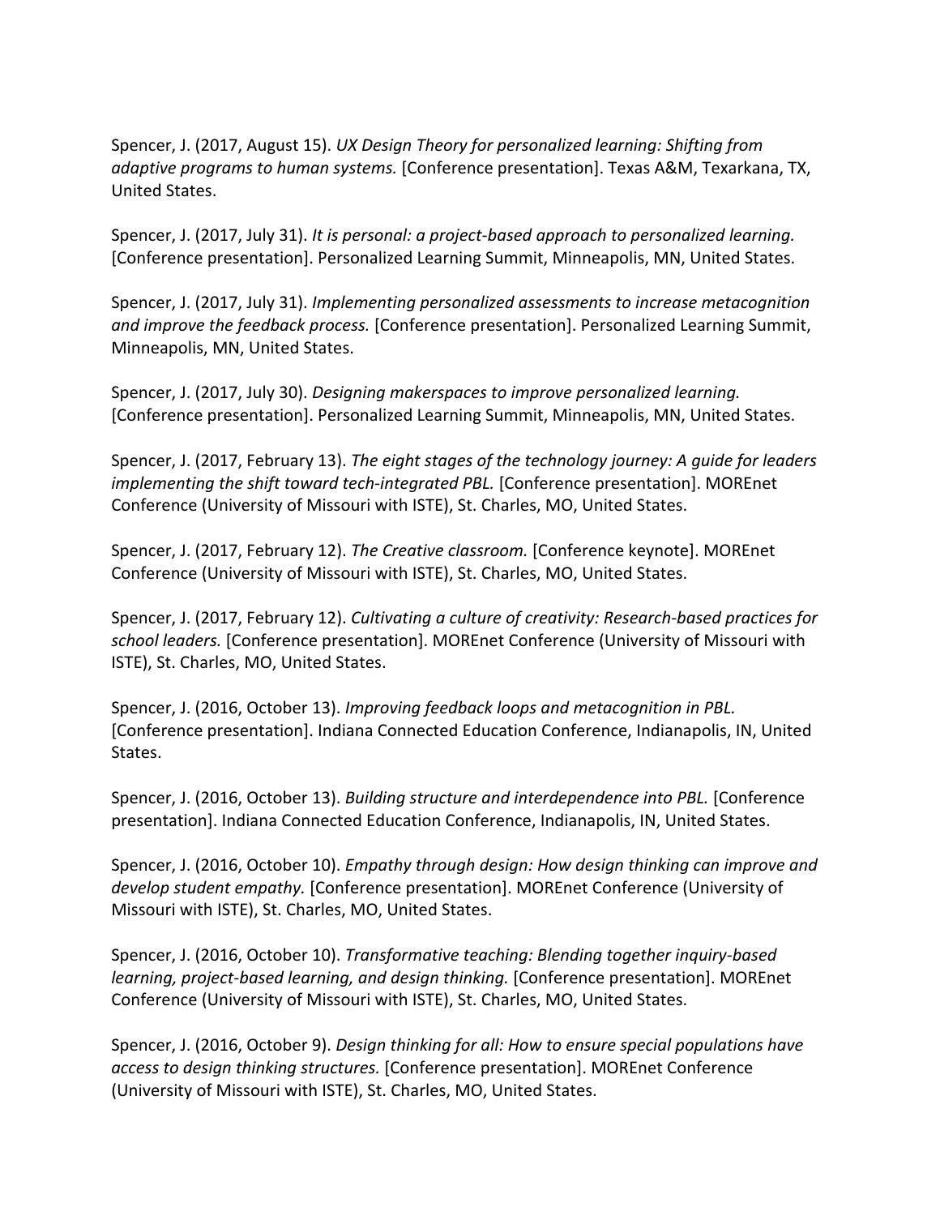Spencer, J. (2017, August 15). *UX Design Theory for personalized learning: Shifting from adaptive programs to human systems.* [Conference presentation]. Texas A&M, Texarkana, TX, United States.

Spencer, J. (2017, July 31). *It is personal: a project-based approach to personalized learning.* [Conference presentation]. Personalized Learning Summit, Minneapolis, MN, United States.

Spencer, J. (2017, July 31). *Implementing personalized assessments to increase metacognition and improve the feedback process.* [Conference presentation]. Personalized Learning Summit, Minneapolis, MN, United States.

Spencer, J. (2017, July 30). *Designing makerspaces to improve personalized learning.* [Conference presentation]. Personalized Learning Summit, Minneapolis, MN, United States.

Spencer, J. (2017, February 13). *The eight stages of the technology journey: A guide for leaders implementing the shift toward tech-integrated PBL.* [Conference presentation]. MOREnet Conference (University of Missouri with ISTE), St. Charles, MO, United States.

Spencer, J. (2017, February 12). *The Creative classroom.* [Conference keynote]. MOREnet Conference (University of Missouri with ISTE), St. Charles, MO, United States.

Spencer, J. (2017, February 12). *Cultivating a culture of creativity: Research-based practices for school leaders.* [Conference presentation]. MOREnet Conference (University of Missouri with ISTE), St. Charles, MO, United States.

Spencer, J. (2016, October 13). *Improving feedback loops and metacognition in PBL.* [Conference presentation]. Indiana Connected Education Conference, Indianapolis, IN, United States.

Spencer, J. (2016, October 13). *Building structure and interdependence into PBL.* [Conference presentation]. Indiana Connected Education Conference, Indianapolis, IN, United States.

Spencer, J. (2016, October 10). *Empathy through design: How design thinking can improve and develop student empathy.* [Conference presentation]. MOREnet Conference (University of Missouri with ISTE), St. Charles, MO, United States.

Spencer, J. (2016, October 10). *Transformative teaching: Blending together inquiry-based learning, project-based learning, and design thinking.* [Conference presentation]. MOREnet Conference (University of Missouri with ISTE), St. Charles, MO, United States.

Spencer, J. (2016, October 9). *Design thinking for all: How to ensure special populations have access to design thinking structures.* [Conference presentation]. MOREnet Conference (University of Missouri with ISTE), St. Charles, MO, United States.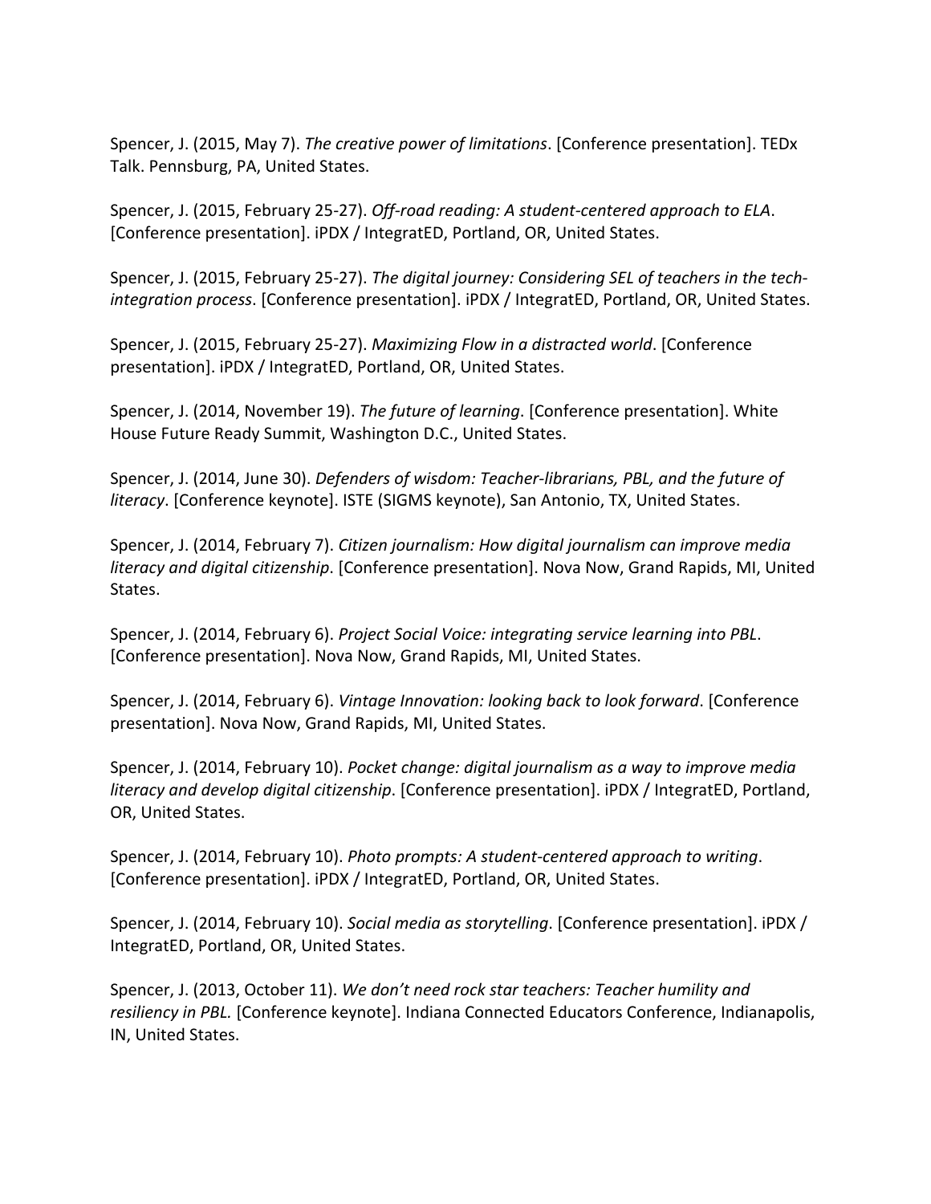Spencer, J. (2015, May 7). *The creative power of limitations*. [Conference presentation]. TEDx Talk. Pennsburg, PA, United States.

Spencer, J. (2015, February 25-27). *Off-road reading: A student-centered approach to ELA*. [Conference presentation]. iPDX / IntegratED, Portland, OR, United States.

Spencer, J. (2015, February 25-27). *The digital journey: Considering SEL of teachers in the tech-integration process*. [Conference presentation]. iPDX / IntegratED, Portland, OR, United States.

Spencer, J. (2015, February 25-27). *Maximizing Flow in a distracted world*. [Conference presentation]. iPDX / IntegratED, Portland, OR, United States.

Spencer, J. (2014, November 19). *The future of learning*. [Conference presentation]. White House Future Ready Summit, Washington D.C., United States.

Spencer, J. (2014, June 30). *Defenders of wisdom: Teacher-librarians, PBL, and the future of literacy*. [Conference keynote]. ISTE (SIGMS keynote), San Antonio, TX, United States.

Spencer, J. (2014, February 7). *Citizen journalism: How digital journalism can improve media literacy and digital citizenship*. [Conference presentation]. Nova Now, Grand Rapids, MI, United States.

Spencer, J. (2014, February 6). *Project Social Voice: integrating service learning into PBL*. [Conference presentation]. Nova Now, Grand Rapids, MI, United States.

Spencer, J. (2014, February 6). *Vintage Innovation: looking back to look forward*. [Conference presentation]. Nova Now, Grand Rapids, MI, United States.

Spencer, J. (2014, February 10). *Pocket change: digital journalism as a way to improve media literacy and develop digital citizenship*. [Conference presentation]. iPDX / IntegratED, Portland, OR, United States.

Spencer, J. (2014, February 10). *Photo prompts: A student-centered approach to writing*. [Conference presentation]. iPDX / IntegratED, Portland, OR, United States.

Spencer, J. (2014, February 10). *Social media as storytelling*. [Conference presentation]. iPDX / IntegratED, Portland, OR, United States.

Spencer, J. (2013, October 11). *We don't need rock star teachers: Teacher humility and resiliency in PBL.* [Conference keynote]. Indiana Connected Educators Conference, Indianapolis, IN, United States.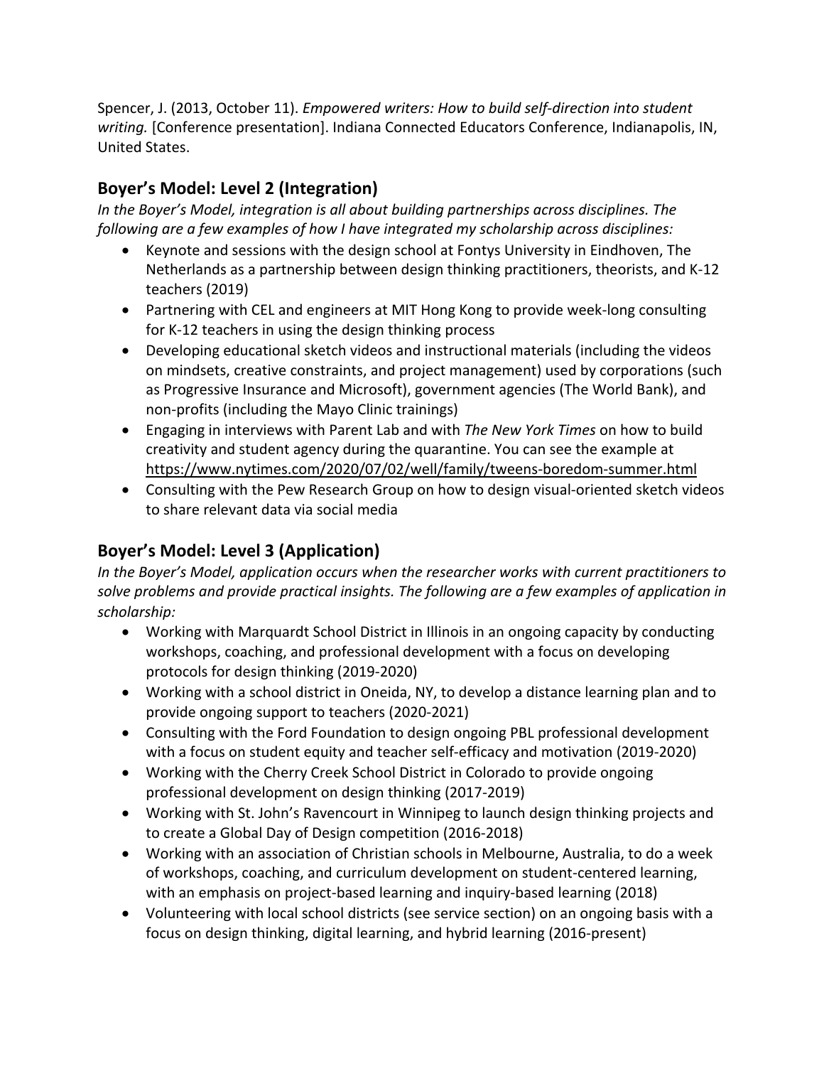Spencer, J. (2013, October 11). *Empowered writers: How to build self-direction into student writing.* [Conference presentation]. Indiana Connected Educators Conference, Indianapolis, IN, United States.

## Boyer's Model: Level 2 (Integration)

*In the Boyer's Model, integration is all about building partnerships across disciplines. The following are a few examples of how I have integrated my scholarship across disciplines:*

- Keynote and sessions with the design school at Fontys University in Eindhoven, The Netherlands as a partnership between design thinking practitioners, theorists, and K-12 teachers (2019)
- Partnering with CEL and engineers at MIT Hong Kong to provide week-long consulting for K-12 teachers in using the design thinking process
- Developing educational sketch videos and instructional materials (including the videos on mindsets, creative constraints, and project management) used by corporations (such as Progressive Insurance and Microsoft), government agencies (The World Bank), and non-profits (including the Mayo Clinic trainings)
- Engaging in interviews with Parent Lab and with *The New York Times* on how to build creativity and student agency during the quarantine. You can see the example at https://www.nytimes.com/2020/07/02/well/family/tweens-boredom-summer.html
- Consulting with the Pew Research Group on how to design visual-oriented sketch videos to share relevant data via social media

## Boyer's Model: Level 3 (Application)

*In the Boyer's Model, application occurs when the researcher works with current practitioners to solve problems and provide practical insights. The following are a few examples of application in scholarship:*

- Working with Marquardt School District in Illinois in an ongoing capacity by conducting workshops, coaching, and professional development with a focus on developing protocols for design thinking (2019-2020)
- Working with a school district in Oneida, NY, to develop a distance learning plan and to provide ongoing support to teachers (2020-2021)
- Consulting with the Ford Foundation to design ongoing PBL professional development with a focus on student equity and teacher self-efficacy and motivation (2019-2020)
- Working with the Cherry Creek School District in Colorado to provide ongoing professional development on design thinking (2017-2019)
- Working with St. John's Ravencourt in Winnipeg to launch design thinking projects and to create a Global Day of Design competition (2016-2018)
- Working with an association of Christian schools in Melbourne, Australia, to do a week of workshops, coaching, and curriculum development on student-centered learning, with an emphasis on project-based learning and inquiry-based learning (2018)
- Volunteering with local school districts (see service section) on an ongoing basis with a focus on design thinking, digital learning, and hybrid learning (2016-present)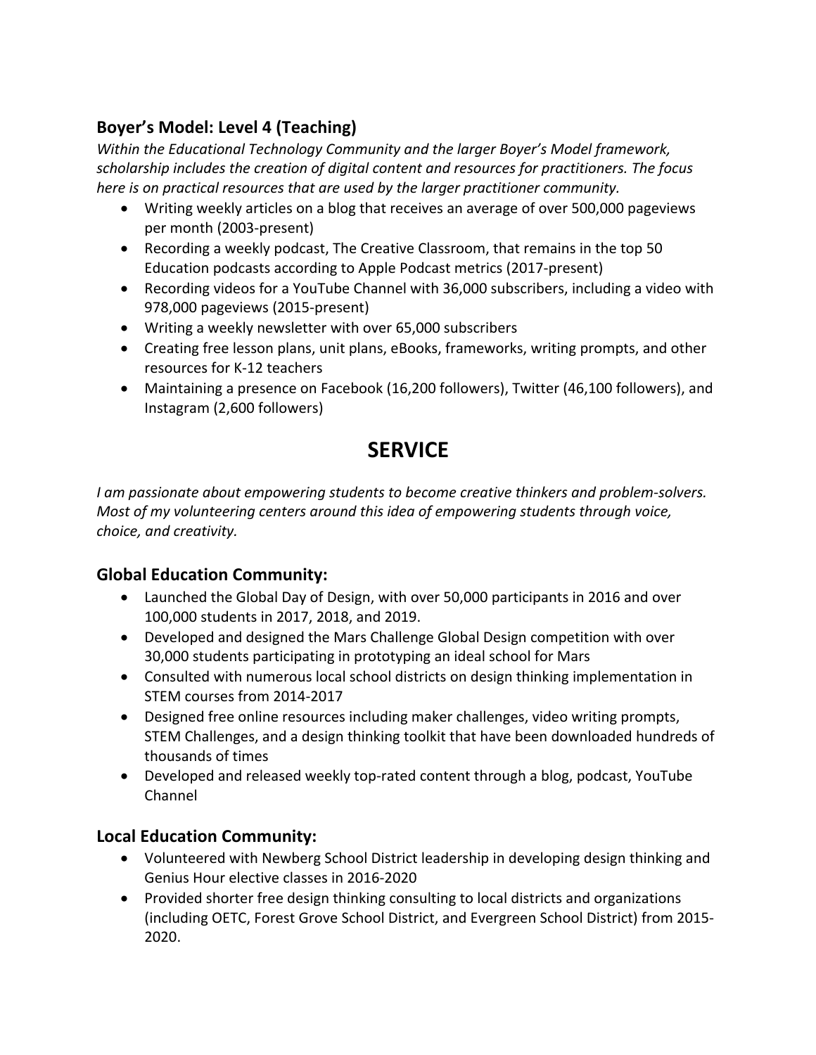### Boyer's Model: Level 4 (Teaching)

*Within the Educational Technology Community and the larger Boyer's Model framework, scholarship includes the creation of digital content and resources for practitioners. The focus here is on practical resources that are used by the larger practitioner community.*

- Writing weekly articles on a blog that receives an average of over 500,000 pageviews per month (2003-present)
- Recording a weekly podcast, The Creative Classroom, that remains in the top 50 Education podcasts according to Apple Podcast metrics (2017-present)
- Recording videos for a YouTube Channel with 36,000 subscribers, including a video with 978,000 pageviews (2015-present)
- Writing a weekly newsletter with over 65,000 subscribers
- Creating free lesson plans, unit plans, eBooks, frameworks, writing prompts, and other resources for K-12 teachers
- Maintaining a presence on Facebook (16,200 followers), Twitter (46,100 followers), and Instagram (2,600 followers)

## SERVICE

*I am passionate about empowering students to become creative thinkers and problem-solvers. Most of my volunteering centers around this idea of empowering students through voice, choice, and creativity.*

### Global Education Community:

- Launched the Global Day of Design, with over 50,000 participants in 2016 and over 100,000 students in 2017, 2018, and 2019.
- Developed and designed the Mars Challenge Global Design competition with over 30,000 students participating in prototyping an ideal school for Mars
- Consulted with numerous local school districts on design thinking implementation in STEM courses from 2014-2017
- Designed free online resources including maker challenges, video writing prompts, STEM Challenges, and a design thinking toolkit that have been downloaded hundreds of thousands of times
- Developed and released weekly top-rated content through a blog, podcast, YouTube Channel

### Local Education Community:

- Volunteered with Newberg School District leadership in developing design thinking and Genius Hour elective classes in 2016-2020
- Provided shorter free design thinking consulting to local districts and organizations (including OETC, Forest Grove School District, and Evergreen School District) from 2015-2020.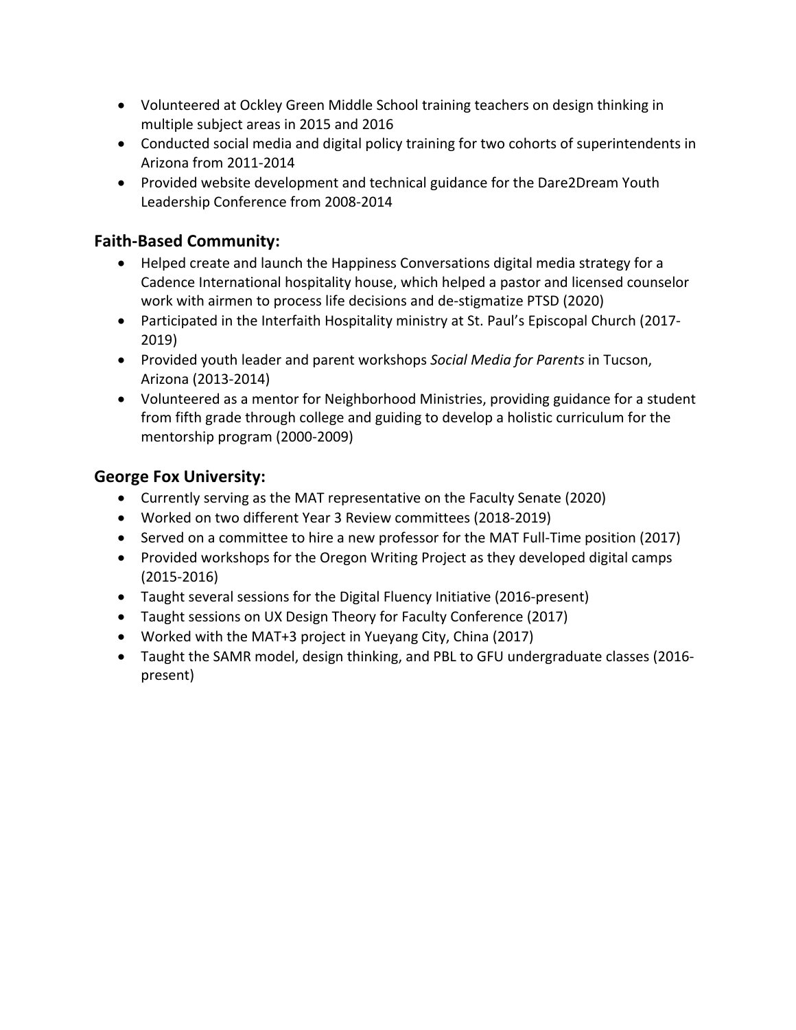- Volunteered at Ockley Green Middle School training teachers on design thinking in multiple subject areas in 2015 and 2016
- Conducted social media and digital policy training for two cohorts of superintendents in Arizona from 2011-2014
- Provided website development and technical guidance for the Dare2Dream Youth Leadership Conference from 2008-2014

### Faith-Based Community:

- Helped create and launch the Happiness Conversations digital media strategy for a Cadence International hospitality house, which helped a pastor and licensed counselor work with airmen to process life decisions and de-stigmatize PTSD (2020)
- Participated in the Interfaith Hospitality ministry at St. Paul's Episcopal Church (2017-2019)
- Provided youth leader and parent workshops *Social Media for Parents* in Tucson, Arizona (2013-2014)
- Volunteered as a mentor for Neighborhood Ministries, providing guidance for a student from fifth grade through college and guiding to develop a holistic curriculum for the mentorship program (2000-2009)

### George Fox University:

- Currently serving as the MAT representative on the Faculty Senate (2020)
- Worked on two different Year 3 Review committees (2018-2019)
- Served on a committee to hire a new professor for the MAT Full-Time position (2017)
- Provided workshops for the Oregon Writing Project as they developed digital camps (2015-2016)
- Taught several sessions for the Digital Fluency Initiative (2016-present)
- Taught sessions on UX Design Theory for Faculty Conference (2017)
- Worked with the MAT+3 project in Yueyang City, China (2017)
- Taught the SAMR model, design thinking, and PBL to GFU undergraduate classes (2016-present)